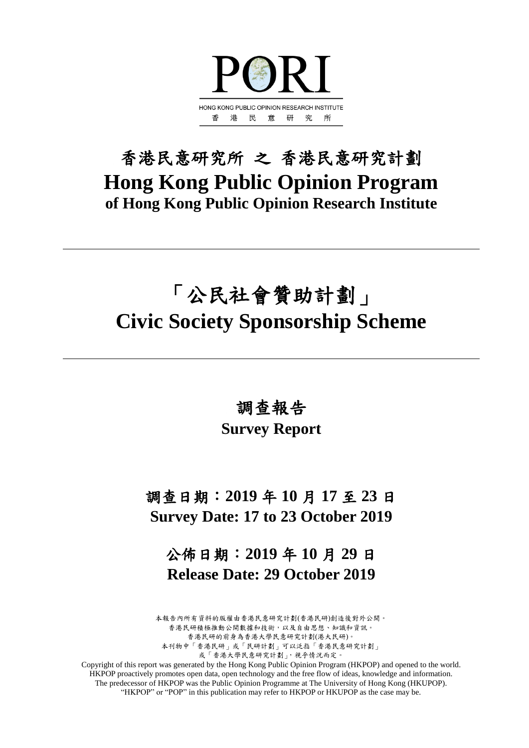PORI

HONG KONG PUBLIC OPINION RESEARCH INSTITUTE

香 港 民 意 研 究 所

# 香港民意研究所 之 香港民意研究計劃
# Hong Kong Public Opinion Program
## of Hong Kong Public Opinion Research Institute

---

# 「公民社會贊助計劃」
# Civic Society Sponsorship Scheme

---

## 調查報告
## Survey Report

## 調查日期：2019 年 10 月 17 至 23 日
## Survey Date: 17 to 23 October 2019

## 公佈日期：2019 年 10 月 29 日
## Release Date: 29 October 2019

本報告內所有資料的版權由香港民意研究計劃(香港民研)創造後對外公開。
香港民研積極推動公開數據和技術，以及自由思想、知識和資訊。
香港民研的前身為香港大學民意研究計劃(港大民研)。
本刊物中「香港民研」或「民研計劃」可以泛指「香港民意研究計劃」
或「香港大學民意研究計劃」，視乎情況而定。

Copyright of this report was generated by the Hong Kong Public Opinion Program (HKPOP) and opened to the world.
HKPOP proactively promotes open data, open technology and the free flow of ideas, knowledge and information.
The predecessor of HKPOP was the Public Opinion Programme at The University of Hong Kong (HKUPOP).
"HKPOP" or "POP" in this publication may refer to HKPOP or HKUPOP as the case may be.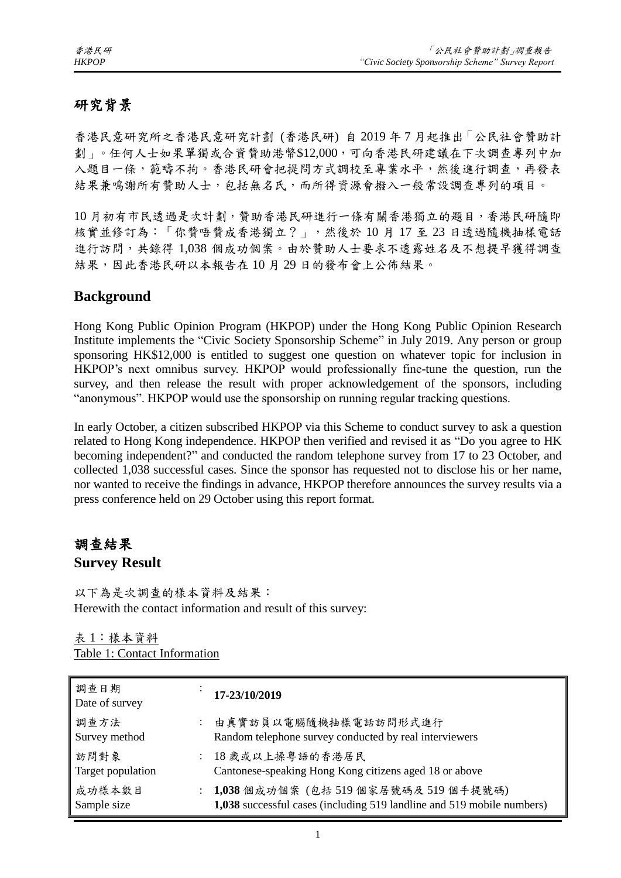## 研究背景

香港民意研究所之香港民意研究計劃 (香港民研) 自 2019 年 7 月起推出「公民社會贊助計劃」。任何人士如果單獨或合資贊助港幣$12,000，可向香港民研建議在下次調查專列中加入題目一條，範疇不拘。香港民研會把提問方式調校至專業水平，然後進行調查，再發表結果兼鳴謝所有贊助人士，包括無名氏，而所得資源會撥入一般常設調查專列的項目。

10 月初有市民透過是次計劃，贊助香港民研進行一條有關香港獨立的題目，香港民研隨即核實並修訂為：「你贊唔贊成香港獨立？」，然後於 10 月 17 至 23 日透過隨機抽樣電話進行訪問，共錄得 1,038 個成功個案。由於贊助人士要求不透露姓名及不想提早獲得調查結果，因此香港民研以本報告在 10 月 29 日的發布會上公佈結果。

## Background

Hong Kong Public Opinion Program (HKPOP) under the Hong Kong Public Opinion Research Institute implements the "Civic Society Sponsorship Scheme" in July 2019. Any person or group sponsoring HK$12,000 is entitled to suggest one question on whatever topic for inclusion in HKPOP's next omnibus survey. HKPOP would professionally fine-tune the question, run the survey, and then release the result with proper acknowledgement of the sponsors, including "anonymous". HKPOP would use the sponsorship on running regular tracking questions.

In early October, a citizen subscribed HKPOP via this Scheme to conduct survey to ask a question related to Hong Kong independence. HKPOP then verified and revised it as "Do you agree to HK becoming independent?" and conducted the random telephone survey from 17 to 23 October, and collected 1,038 successful cases. Since the sponsor has requested not to disclose his or her name, nor wanted to receive the findings in advance, HKPOP therefore announces the survey results via a press conference held on 29 October using this report format.

## 調查結果
## Survey Result

以下為是次調查的樣本資料及結果：
Herewith the contact information and result of this survey:

表 1：樣本資料
Table 1: Contact Information

| | | |
|---|---|---|
| 調查日期<br>Date of survey | : | **17-23/10/2019** |
| 調查方法<br>Survey method | : | 由真實訪員以電腦隨機抽樣電話訪問形式進行<br>Random telephone survey conducted by real interviewers |
| 訪問對象<br>Target population | : | 18 歲或以上操粵語的香港居民<br>Cantonese-speaking Hong Kong citizens aged 18 or above |
| 成功樣本數目<br>Sample size | : | **1,038** 個成功個案 (包括 519 個家居號碼及 519 個手提號碼)<br>**1,038** successful cases (including 519 landline and 519 mobile numbers) |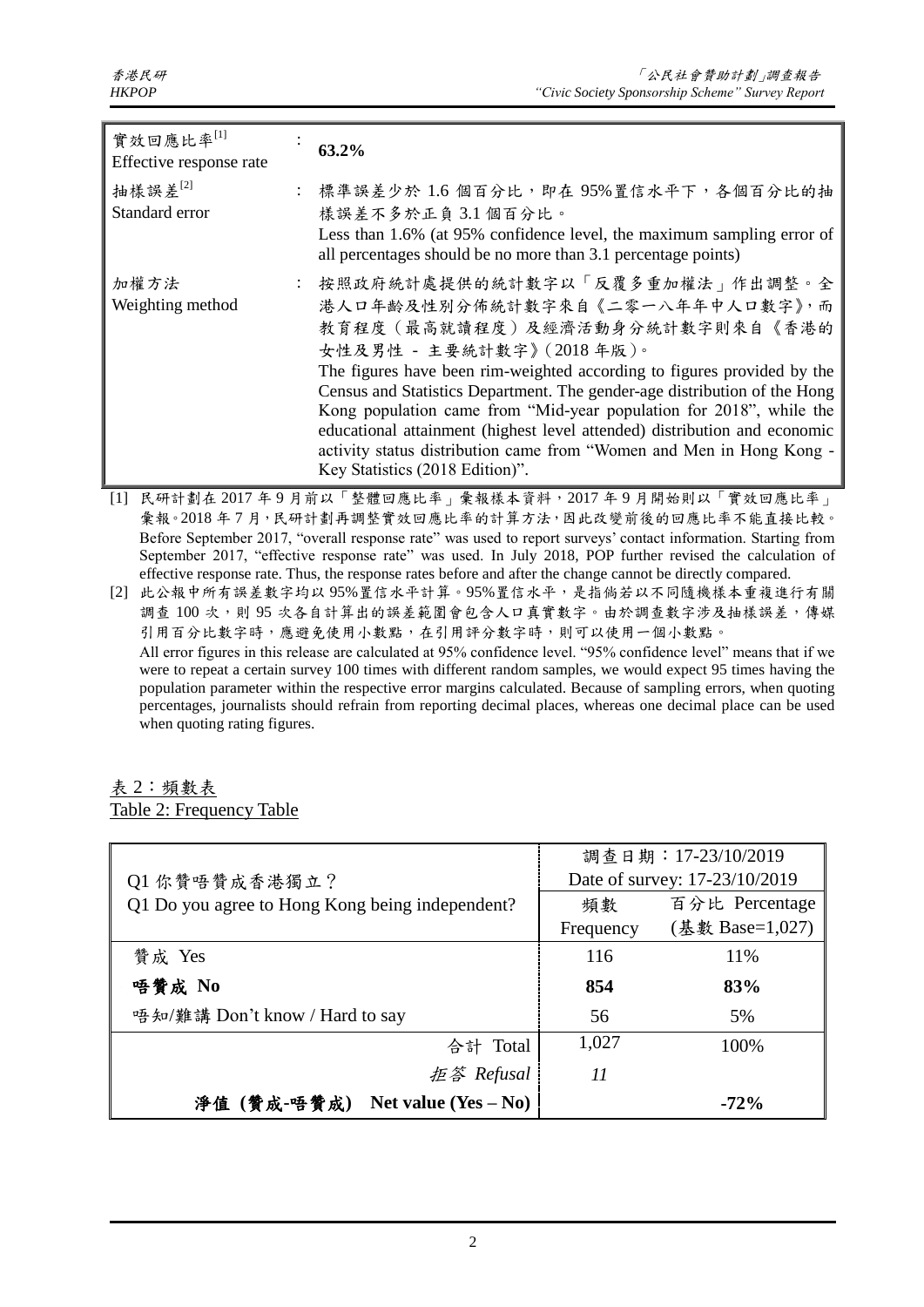| | | |
|---|---|---|
| 實效回應比率[1] Effective response rate | : | **63.2%** |
| 抽樣誤差[2] Standard error | : | 標準誤差少於 1.6 個百分比，即在 95%置信水平下，各個百分比的抽樣誤差不多於正負 3.1 個百分比。 Less than 1.6% (at 95% confidence level, the maximum sampling error of all percentages should be no more than 3.1 percentage points) |
| 加權方法 Weighting method | : | 按照政府統計處提供的統計數字以「反覆多重加權法」作出調整。全港人口年齡及性別分佈統計數字來自《二零一八年年中人口數字》，而教育程度（最高就讀程度）及經濟活動身分統計數字則來自《香港的女性及男性 - 主要統計數字》(2018 年版)。 The figures have been rim-weighted according to figures provided by the Census and Statistics Department. The gender-age distribution of the Hong Kong population came from "Mid-year population for 2018", while the educational attainment (highest level attended) distribution and economic activity status distribution came from "Women and Men in Hong Kong - Key Statistics (2018 Edition)". |

[1] 民研計劃在 2017 年 9 月前以「整體回應比率」彙報樣本資料，2017 年 9 月開始則以「實效回應比率」彙報。2018 年 7 月，民研計劃再調整實效回應比率的計算方法，因此改變前後的回應比率不能直接比較。
Before September 2017, "overall response rate" was used to report surveys' contact information. Starting from September 2017, "effective response rate" was used. In July 2018, POP further revised the calculation of effective response rate. Thus, the response rates before and after the change cannot be directly compared.

[2] 此公報中所有誤差數字均以 95%置信水平計算。95%置信水平，是指倘若以不同隨機樣本重複進行有關調查 100 次，則 95 次各自計算出的誤差範圍會包含人口真實數字。由於調查數字涉及抽樣誤差，傳媒引用百分比數字時，應避免使用小數點，在引用評分數字時，則可以使用一個小數點。
All error figures in this release are calculated at 95% confidence level. "95% confidence level" means that if we were to repeat a certain survey 100 times with different random samples, we would expect 95 times having the population parameter within the respective error margins calculated. Because of sampling errors, when quoting percentages, journalists should refrain from reporting decimal places, whereas one decimal place can be used when quoting rating figures.

表 2：頻數表
Table 2: Frequency Table

| Q1 你贊唔贊成香港獨立？ Q1 Do you agree to Hong Kong being independent? | 調查日期：17-23/10/2019 Date of survey: 17-23/10/2019 頻數 Frequency | 百分比 Percentage (基數 Base=1,027) |
|---|---|---|
| 贊成 Yes | 116 | 11% |
| **唔贊成 No** | **854** | **83%** |
| 唔知/難講 Don't know / Hard to say | 56 | 5% |
| 合計 Total | 1,027 | 100% |
| *拒答 Refusal* | *11* | |
| **淨值 (贊成-唔贊成) Net value (Yes – No)** | | **-72%** |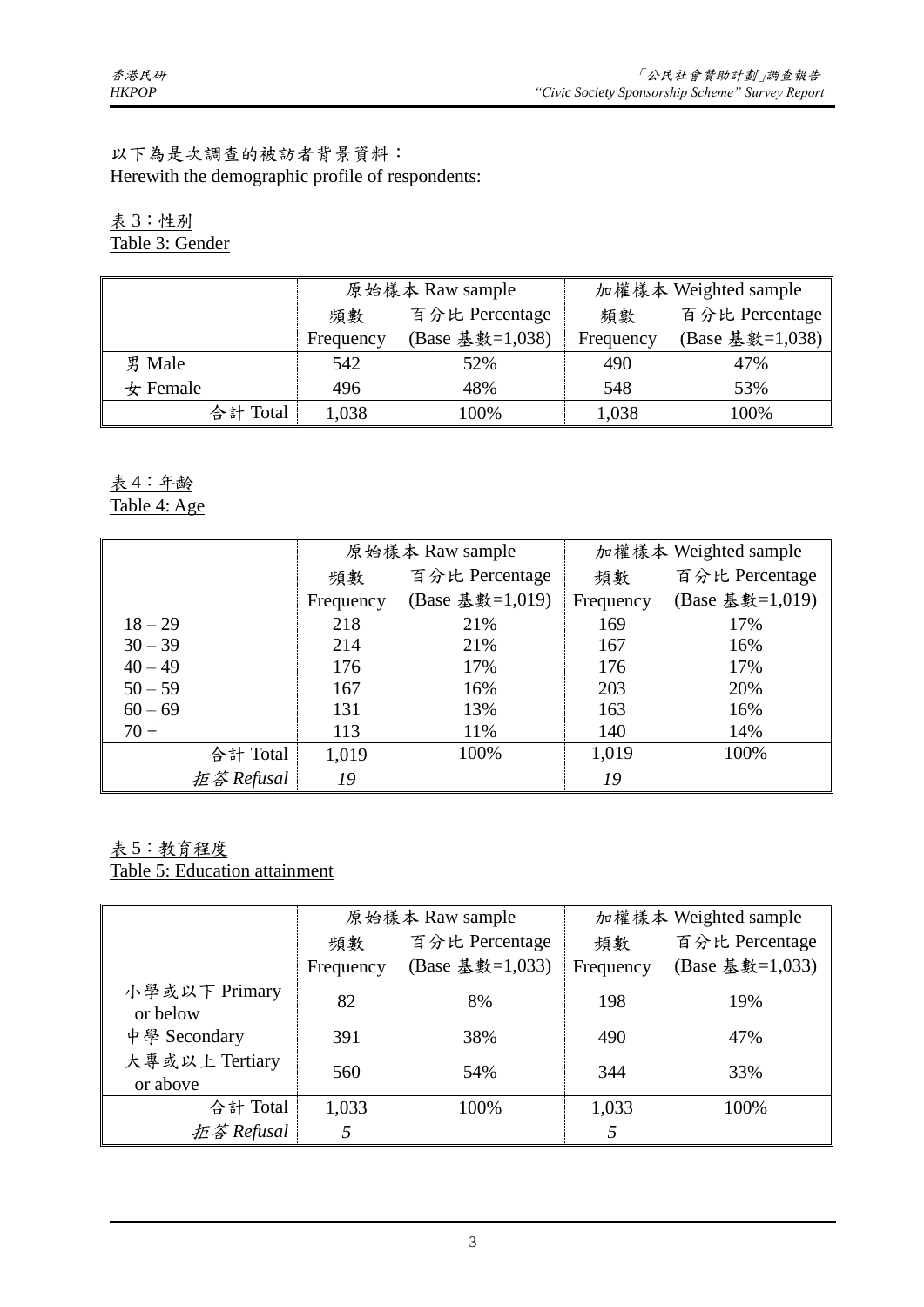以下為是次調查的被訪者背景資料：
Herewith the demographic profile of respondents:

表 3：性別
Table 3: Gender

| | 原始樣本 Raw sample | | 加權樣本 Weighted sample | |
|---|---|---|---|---|
| | 頻數 Frequency | 百分比 Percentage (Base 基數=1,038) | 頻數 Frequency | 百分比 Percentage (Base 基數=1,038) |
| 男 Male | 542 | 52% | 490 | 47% |
| 女 Female | 496 | 48% | 548 | 53% |
| 合計 Total | 1,038 | 100% | 1,038 | 100% |

表 4：年齡
Table 4: Age

| | 原始樣本 Raw sample | | 加權樣本 Weighted sample | |
|---|---|---|---|---|
| | 頻數 Frequency | 百分比 Percentage (Base 基數=1,019) | 頻數 Frequency | 百分比 Percentage (Base 基數=1,019) |
| 18 – 29 | 218 | 21% | 169 | 17% |
| 30 – 39 | 214 | 21% | 167 | 16% |
| 40 – 49 | 176 | 17% | 176 | 17% |
| 50 – 59 | 167 | 16% | 203 | 20% |
| 60 – 69 | 131 | 13% | 163 | 16% |
| 70 + | 113 | 11% | 140 | 14% |
| 合計 Total | 1,019 | 100% | 1,019 | 100% |
| *拒答 Refusal* | *19* | | *19* | |

表 5：教育程度
Table 5: Education attainment

| | 原始樣本 Raw sample | | 加權樣本 Weighted sample | |
|---|---|---|---|---|
| | 頻數 Frequency | 百分比 Percentage (Base 基數=1,033) | 頻數 Frequency | 百分比 Percentage (Base 基數=1,033) |
| 小學或以下 Primary or below | 82 | 8% | 198 | 19% |
| 中學 Secondary | 391 | 38% | 490 | 47% |
| 大專或以上 Tertiary or above | 560 | 54% | 344 | 33% |
| 合計 Total | 1,033 | 100% | 1,033 | 100% |
| *拒答 Refusal* | *5* | | *5* | |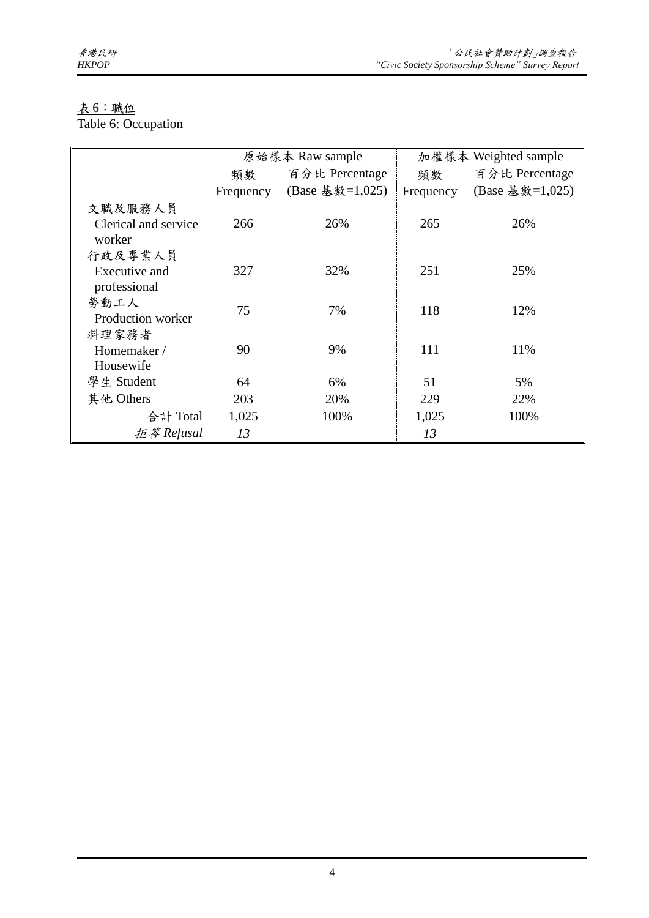表 6：職位
Table 6: Occupation

| | 原始樣本 Raw sample | | 加權樣本 Weighted sample | |
|---|---|---|---|---|
| | 頻數 Frequency | 百分比 Percentage (Base 基數=1,025) | 頻數 Frequency | 百分比 Percentage (Base 基數=1,025) |
| 文職及服務人員 Clerical and service worker | 266 | 26% | 265 | 26% |
| 行政及專業人員 Executive and professional | 327 | 32% | 251 | 25% |
| 勞動工人 Production worker | 75 | 7% | 118 | 12% |
| 料理家務者 Homemaker / Housewife | 90 | 9% | 111 | 11% |
| 學生 Student | 64 | 6% | 51 | 5% |
| 其他 Others | 203 | 20% | 229 | 22% |
| 合計 Total | 1,025 | 100% | 1,025 | 100% |
| *拒答 Refusal* | *13* | | *13* | |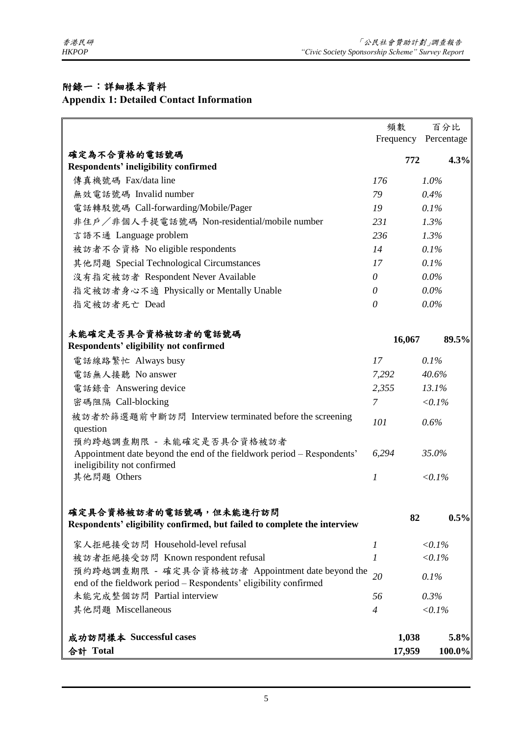## 附錄一：詳細樣本資料
## Appendix 1: Detailed Contact Information

| | 頻數 Frequency | 百分比 Percentage |
|---|---|---|
| **確定為不合資格的電話號碼 Respondents' ineligibility confirmed** | **772** | **4.3%** |
| 傳真機號碼 Fax/data line | *176* | *1.0%* |
| 無效電話號碼 Invalid number | *79* | *0.4%* |
| 電話轉駁號碼 Call-forwarding/Mobile/Pager | *19* | *0.1%* |
| 非住戶／非個人手提電話號碼 Non-residential/mobile number | *231* | *1.3%* |
| 言語不通 Language problem | *236* | *1.3%* |
| 被訪者不合資格 No eligible respondents | *14* | *0.1%* |
| 其他問題 Special Technological Circumstances | *17* | *0.1%* |
| 沒有指定被訪者 Respondent Never Available | *0* | *0.0%* |
| 指定被訪者身心不適 Physically or Mentally Unable | *0* | *0.0%* |
| 指定被訪者死亡 Dead | *0* | *0.0%* |
| **未能確定是否具合資格被訪者的電話號碼 Respondents' eligibility not confirmed** | **16,067** | **89.5%** |
| 電話線路繁忙 Always busy | *17* | *0.1%* |
| 電話無人接聽 No answer | *7,292* | *40.6%* |
| 電話錄音 Answering device | *2,355* | *13.1%* |
| 密碼阻隔 Call-blocking | *7* | *<0.1%* |
| 被訪者於篩選題前中斷訪問 Interview terminated before the screening question | *101* | *0.6%* |
| 預約跨越調查期限 - 未能確定是否具合資格被訪者 Appointment date beyond the end of the fieldwork period – Respondents' ineligibility not confirmed | *6,294* | *35.0%* |
| 其他問題 Others | *1* | *<0.1%* |
| **確定具合資格被訪者的電話號碼，但未能進行訪問 Respondents' eligibility confirmed, but failed to complete the interview** | **82** | **0.5%** |
| 家人拒絕接受訪問 Household-level refusal | *1* | *<0.1%* |
| 被訪者拒絕接受訪問 Known respondent refusal | *1* | *<0.1%* |
| 預約跨越調查期限 - 確定具合資格被訪者 Appointment date beyond the end of the fieldwork period – Respondents' eligibility confirmed | *20* | *0.1%* |
| 未能完成整個訪問 Partial interview | *56* | *0.3%* |
| 其他問題 Miscellaneous | *4* | *<0.1%* |
| **成功訪問樣本 Successful cases** | **1,038** | **5.8%** |
| **合計 Total** | **17,959** | **100.0%** |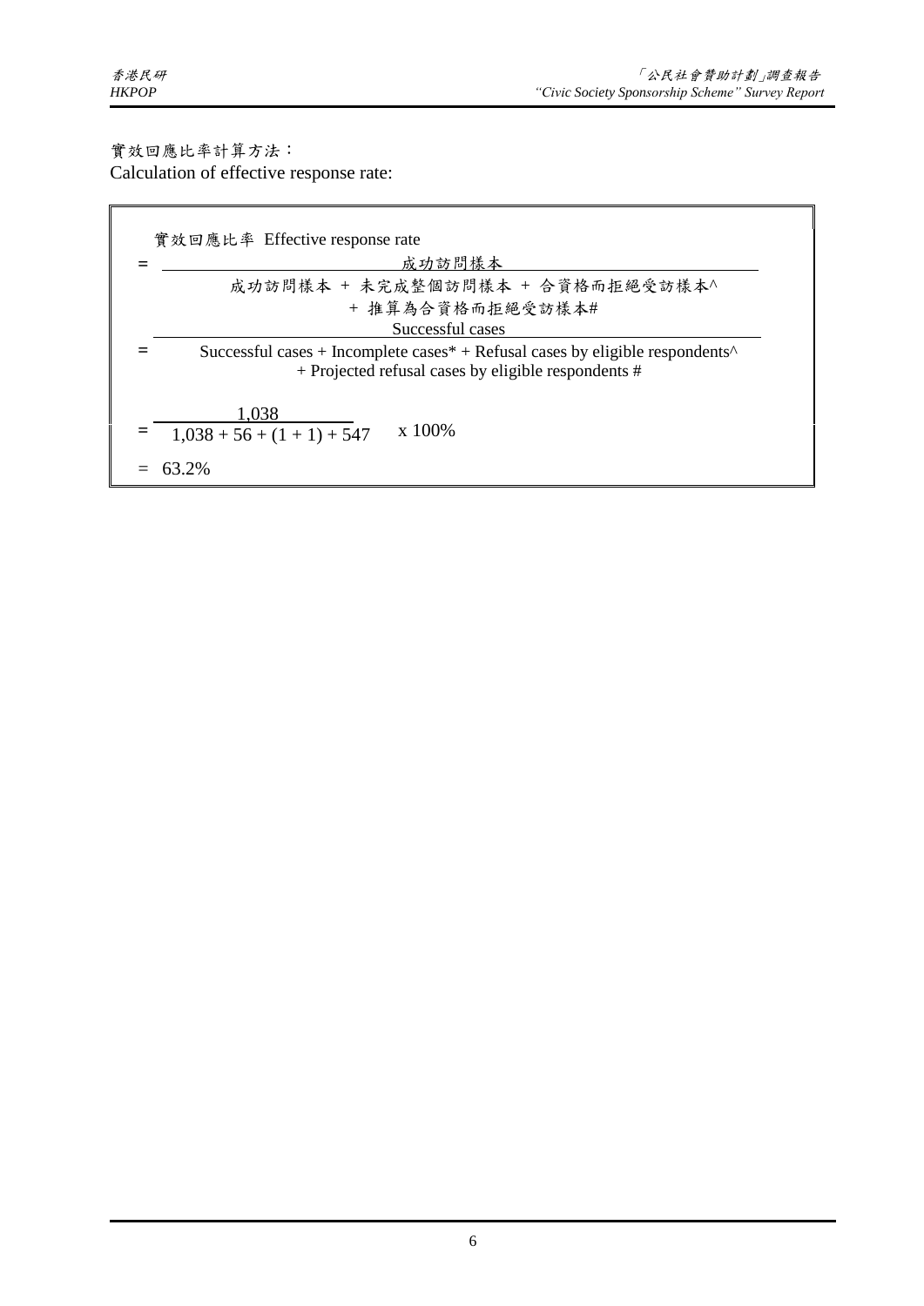實效回應比率計算方法：

Calculation of effective response rate:

實效回應比率 Effective response rate

$$= \frac{\text{成功訪問樣本}}{\text{成功訪問樣本 + 未完成整個訪問樣本 + 合資格而拒絕受訪樣本\^{} + 推算為合資格而拒絕受訪樣本\#}}$$

$$= \frac{\text{Successful cases}}{\text{Successful cases + Incomplete cases* + Refusal cases by eligible respondents\^{} + Projected refusal cases by eligible respondents \#}}$$

$$= \frac{1{,}038}{1{,}038 + 56 + (1 + 1) + 547} \times 100\%$$

$$= 63.2\%$$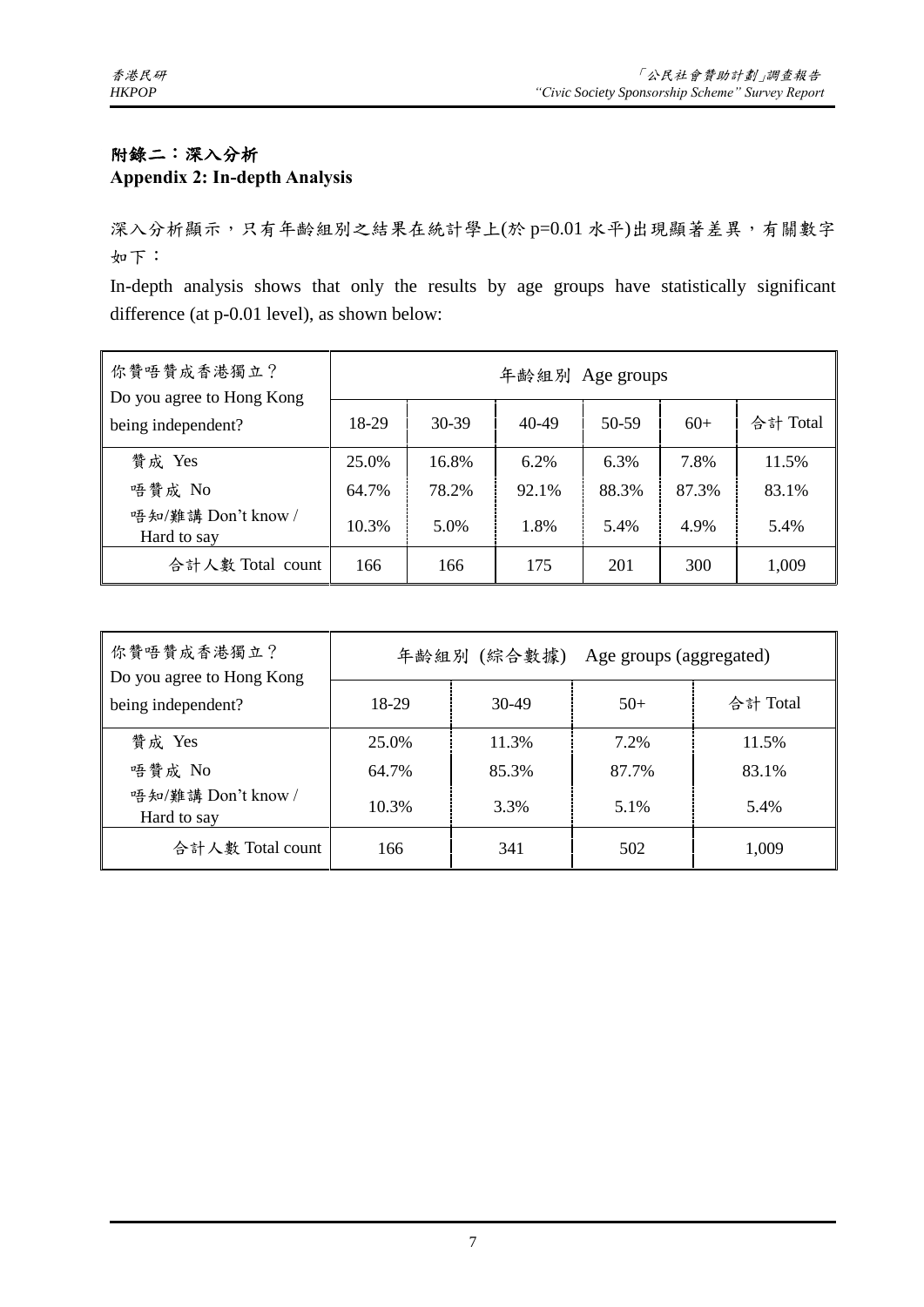## 附錄二：深入分析
## Appendix 2: In-depth Analysis

深入分析顯示，只有年齡組別之結果在統計學上(於 p=0.01 水平)出現顯著差異，有關數字如下：

In-depth analysis shows that only the results by age groups have statistically significant difference (at p-0.01 level), as shown below:

| 你贊唔贊成香港獨立？ Do you agree to Hong Kong being independent? | 年齡組別 Age groups | | | | | |
|---|---|---|---|---|---|---|
| | 18-29 | 30-39 | 40-49 | 50-59 | 60+ | 合計 Total |
| 贊成 Yes | 25.0% | 16.8% | 6.2% | 6.3% | 7.8% | 11.5% |
| 唔贊成 No | 64.7% | 78.2% | 92.1% | 88.3% | 87.3% | 83.1% |
| 唔知/難講 Don't know / Hard to say | 10.3% | 5.0% | 1.8% | 5.4% | 4.9% | 5.4% |
| 合計人數 Total count | 166 | 166 | 175 | 201 | 300 | 1,009 |

| 你贊唔贊成香港獨立？ Do you agree to Hong Kong being independent? | 年齡組別 (綜合數據) Age groups (aggregated) | | | |
|---|---|---|---|---|
| | 18-29 | 30-49 | 50+ | 合計 Total |
| 贊成 Yes | 25.0% | 11.3% | 7.2% | 11.5% |
| 唔贊成 No | 64.7% | 85.3% | 87.7% | 83.1% |
| 唔知/難講 Don't know / Hard to say | 10.3% | 3.3% | 5.1% | 5.4% |
| 合計人數 Total count | 166 | 341 | 502 | 1,009 |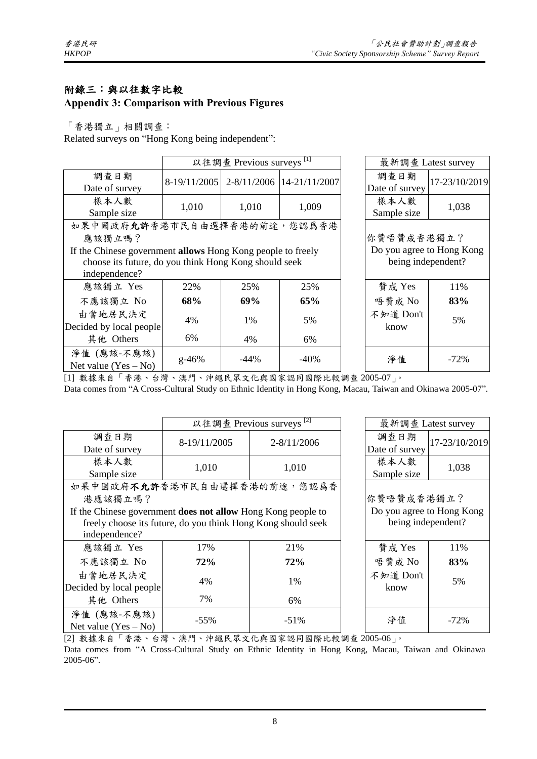## 附錄三：與以往數字比較
## Appendix 3: Comparison with Previous Figures

「香港獨立」相關調查：

Related surveys on "Hong Kong being independent":

| | 以往調查 Previous surveys [1] | | | | 最新調查 Latest survey | |
|---|---|---|---|---|---|---|
| 調查日期 Date of survey | 8-19/11/2005 | 2-8/11/2006 | 14-21/11/2007 | | 調查日期 Date of survey | 17-23/10/2019 |
| 樣本人數 Sample size | 1,010 | 1,010 | 1,009 | | 樣本人數 Sample size | 1,038 |
| 如果中國政府**允許**香港市民自由選擇香港的前途，您認爲香港應該獨立嗎？ If the Chinese government **allows** Hong Kong people to freely choose its future, do you think Hong Kong should seek independence? | | | | | 你贊唔贊成香港獨立？ Do you agree to Hong Kong being independent? | |
| 應該獨立 Yes | 22% | 25% | 25% | | 贊成 Yes | 11% |
| 不應該獨立 No | **68%** | **69%** | **65%** | | 唔贊成 No | **83%** |
| 由當地居民決定 Decided by local people | 4% | 1% | 5% | | 不知道 Don't know | 5% |
| 其他 Others | 6% | 4% | 6% | | | |
| 淨值 (應該-不應該) Net value (Yes – No) | g-46% | -44% | -40% | | 淨值 | -72% |

[1] 數據來自「香港、台灣、澳門、沖繩民眾文化與國家認同國際比較調查 2005-07」。
Data comes from "A Cross-Cultural Study on Ethnic Identity in Hong Kong, Macau, Taiwan and Okinawa 2005-07".

| | 以往調查 Previous surveys [2] | | | 最新調查 Latest survey | |
|---|---|---|---|---|---|
| 調查日期 Date of survey | 8-19/11/2005 | 2-8/11/2006 | | 調查日期 Date of survey | 17-23/10/2019 |
| 樣本人數 Sample size | 1,010 | 1,010 | | 樣本人數 Sample size | 1,038 |
| 如果中國政府**不允許**香港市民自由選擇香港的前途，您認爲香港應該獨立嗎？ If the Chinese government **does not allow** Hong Kong people to freely choose its future, do you think Hong Kong should seek independence? | | | | 你贊唔贊成香港獨立？ Do you agree to Hong Kong being independent? | |
| 應該獨立 Yes | 17% | 21% | | 贊成 Yes | 11% |
| 不應該獨立 No | **72%** | **72%** | | 唔贊成 No | **83%** |
| 由當地居民決定 Decided by local people | 4% | 1% | | 不知道 Don't know | 5% |
| 其他 Others | 7% | 6% | | | |
| 淨值 (應該-不應該) Net value (Yes – No) | -55% | -51% | | 淨值 | -72% |

[2] 數據來自「香港、台灣、澳門、沖繩民眾文化與國家認同國際比較調查 2005-06」。
Data comes from "A Cross-Cultural Study on Ethnic Identity in Hong Kong, Macau, Taiwan and Okinawa 2005-06".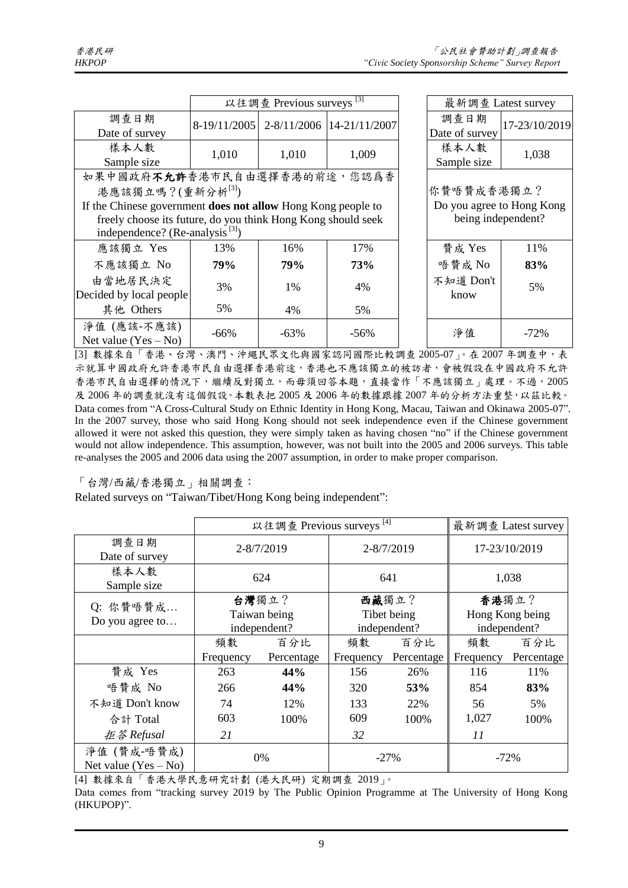| | 以往調查 Previous surveys [3] | | | | 最新調查 Latest survey | |
|---|---|---|---|---|---|---|
| 調查日期<br>Date of survey | 8-19/11/2005 | 2-8/11/2006 | 14-21/11/2007 | | 調查日期<br>Date of survey | 17-23/10/2019 |
| 樣本人數<br>Sample size | 1,010 | 1,010 | 1,009 | | 樣本人數<br>Sample size | 1,038 |
| 如果中國政府**不允許**香港市民自由選擇香港的前途，您認爲香港應該獨立嗎？(重新分析[3])<br>If the Chinese government **does not allow** Hong Kong people to freely choose its future, do you think Hong Kong should seek independence? (Re-analysis [3]) | | | | | 你贊唔贊成香港獨立？<br>Do you agree to Hong Kong being independent? | |
| 應該獨立 Yes | 13% | 16% | 17% | | 贊成 Yes | 11% |
| 不應該獨立 No | **79%** | **79%** | **73%** | | 唔贊成 No | **83%** |
| 由當地居民決定<br>Decided by local people | 3% | 1% | 4% | | 不知道 Don't know | 5% |
| 其他 Others | 5% | 4% | 5% | | | |
| 淨值 (應該-不應該)<br>Net value (Yes – No) | -66% | -63% | -56% | | 淨值 | -72% |

[3] 數據來自「香港、台灣、澳門、沖繩民眾文化與國家認同國際比較調查 2005-07」。在 2007 年調查中，表示就算中國政府允許香港市民自由選擇香港前途，香港也不應該獨立的被訪者，會被假設在中國政府不允許香港市民自由選擇的情況下，繼續反對獨立，而毋須回答本題，直接當作「不應該獨立」處理。不過，2005 及 2006 年的調查就沒有這個假設。本數表把 2005 及 2006 年的數據跟據 2007 年的分析方法重整，以茲比較。
Data comes from "A Cross-Cultural Study on Ethnic Identity in Hong Kong, Macau, Taiwan and Okinawa 2005-07". In the 2007 survey, those who said Hong Kong should not seek independence even if the Chinese government allowed it were not asked this question, they were simply taken as having chosen "no" if the Chinese government would not allow independence. This assumption, however, was not built into the 2005 and 2006 surveys. This table re-analyses the 2005 and 2006 data using the 2007 assumption, in order to make proper comparison.

「台灣/西藏/香港獨立」相關調查：
Related surveys on "Taiwan/Tibet/Hong Kong being independent":

| | 以往調查 Previous surveys [4] | | | | 最新調查 Latest survey | |
|---|---|---|---|---|---|---|
| 調查日期<br>Date of survey | 2-8/7/2019 | | 2-8/7/2019 | | 17-23/10/2019 | |
| 樣本人數<br>Sample size | 624 | | 641 | | 1,038 | |
| Q: 你贊唔贊成…<br>Do you agree to… | **台灣**獨立？<br>Taiwan being independent? | | **西藏**獨立？<br>Tibet being independent? | | **香港**獨立？<br>Hong Kong being independent? | |
| | 頻數<br>Frequency | 百分比<br>Percentage | 頻數<br>Frequency | 百分比<br>Percentage | 頻數<br>Frequency | 百分比<br>Percentage |
| 贊成 Yes | 263 | **44%** | 156 | 26% | 116 | 11% |
| 唔贊成 No | 266 | **44%** | 320 | **53%** | 854 | **83%** |
| 不知道 Don't know | 74 | 12% | 133 | 22% | 56 | 5% |
| 合計 Total | 603 | 100% | 609 | 100% | 1,027 | 100% |
| *拒答 Refusal* | *21* | | *32* | | *11* | |
| 淨值 (贊成-唔贊成)<br>Net value (Yes – No) | 0% | | -27% | | -72% | |

[4] 數據來自「香港大學民意研究計劃 (港大民研) 定期調查 2019」。
Data comes from "tracking survey 2019 by The Public Opinion Programme at The University of Hong Kong (HKUPOP)".